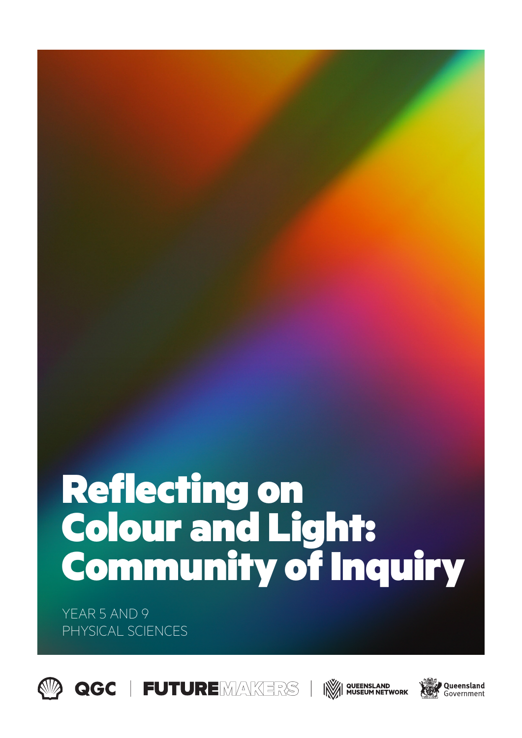# Reflecting on Colour and Light: Community of Inquiry

YEAR 5 AND 9
PHYSICAL SCIENCES

QGC | FUTUREMAKERS | QUEENSLAND MUSEUM NETWORK | Queensland Government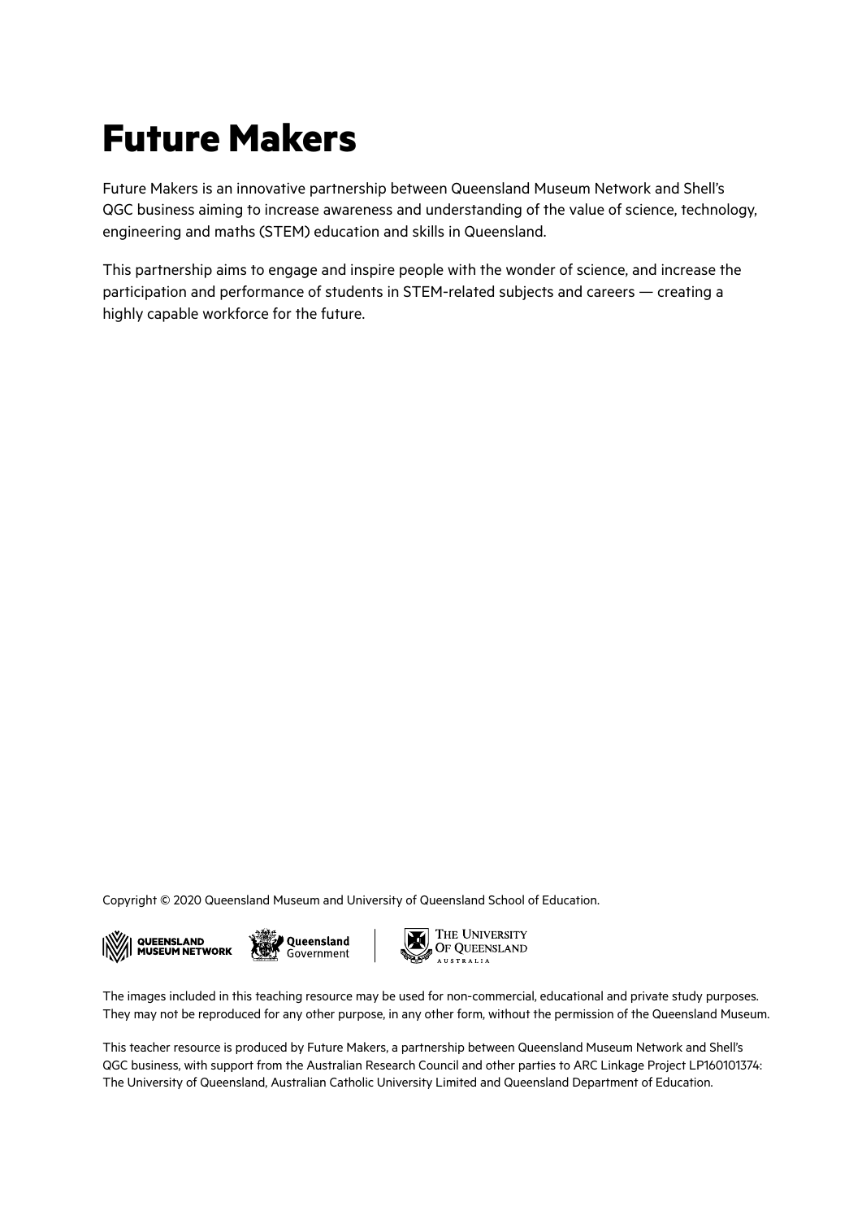# Future Makers

Future Makers is an innovative partnership between Queensland Museum Network and Shell's QGC business aiming to increase awareness and understanding of the value of science, technology, engineering and maths (STEM) education and skills in Queensland.

This partnership aims to engage and inspire people with the wonder of science, and increase the participation and performance of students in STEM-related subjects and careers — creating a highly capable workforce for the future.

Copyright © 2020 Queensland Museum and University of Queensland School of Education.

The images included in this teaching resource may be used for non-commercial, educational and private study purposes. They may not be reproduced for any other purpose, in any other form, without the permission of the Queensland Museum.

This teacher resource is produced by Future Makers, a partnership between Queensland Museum Network and Shell's QGC business, with support from the Australian Research Council and other parties to ARC Linkage Project LP160101374: The University of Queensland, Australian Catholic University Limited and Queensland Department of Education.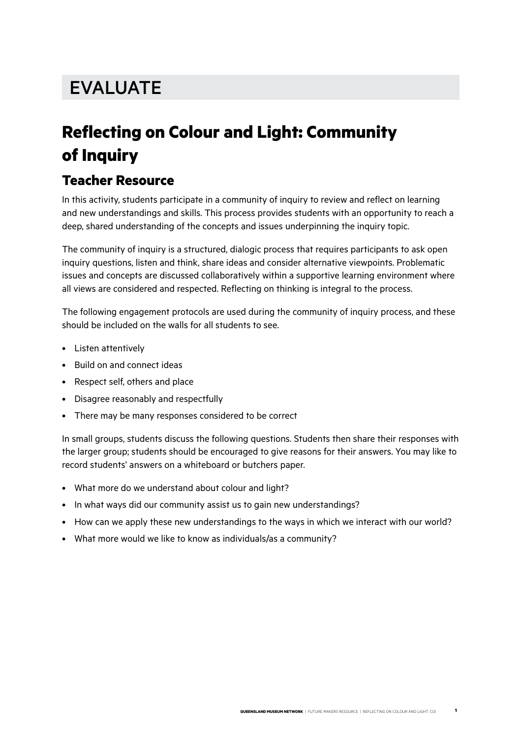# EVALUATE

# Reflecting on Colour and Light: Community of Inquiry

## Teacher Resource

In this activity, students participate in a community of inquiry to review and reflect on learning and new understandings and skills. This process provides students with an opportunity to reach a deep, shared understanding of the concepts and issues underpinning the inquiry topic.

The community of inquiry is a structured, dialogic process that requires participants to ask open inquiry questions, listen and think, share ideas and consider alternative viewpoints. Problematic issues and concepts are discussed collaboratively within a supportive learning environment where all views are considered and respected. Reflecting on thinking is integral to the process.

The following engagement protocols are used during the community of inquiry process, and these should be included on the walls for all students to see.

- Listen attentively
- Build on and connect ideas
- Respect self, others and place
- Disagree reasonably and respectfully
- There may be many responses considered to be correct

In small groups, students discuss the following questions. Students then share their responses with the larger group; students should be encouraged to give reasons for their answers. You may like to record students' answers on a whiteboard or butchers paper.

- What more do we understand about colour and light?
- In what ways did our community assist us to gain new understandings?
- How can we apply these new understandings to the ways in which we interact with our world?
- What more would we like to know as individuals/as a community?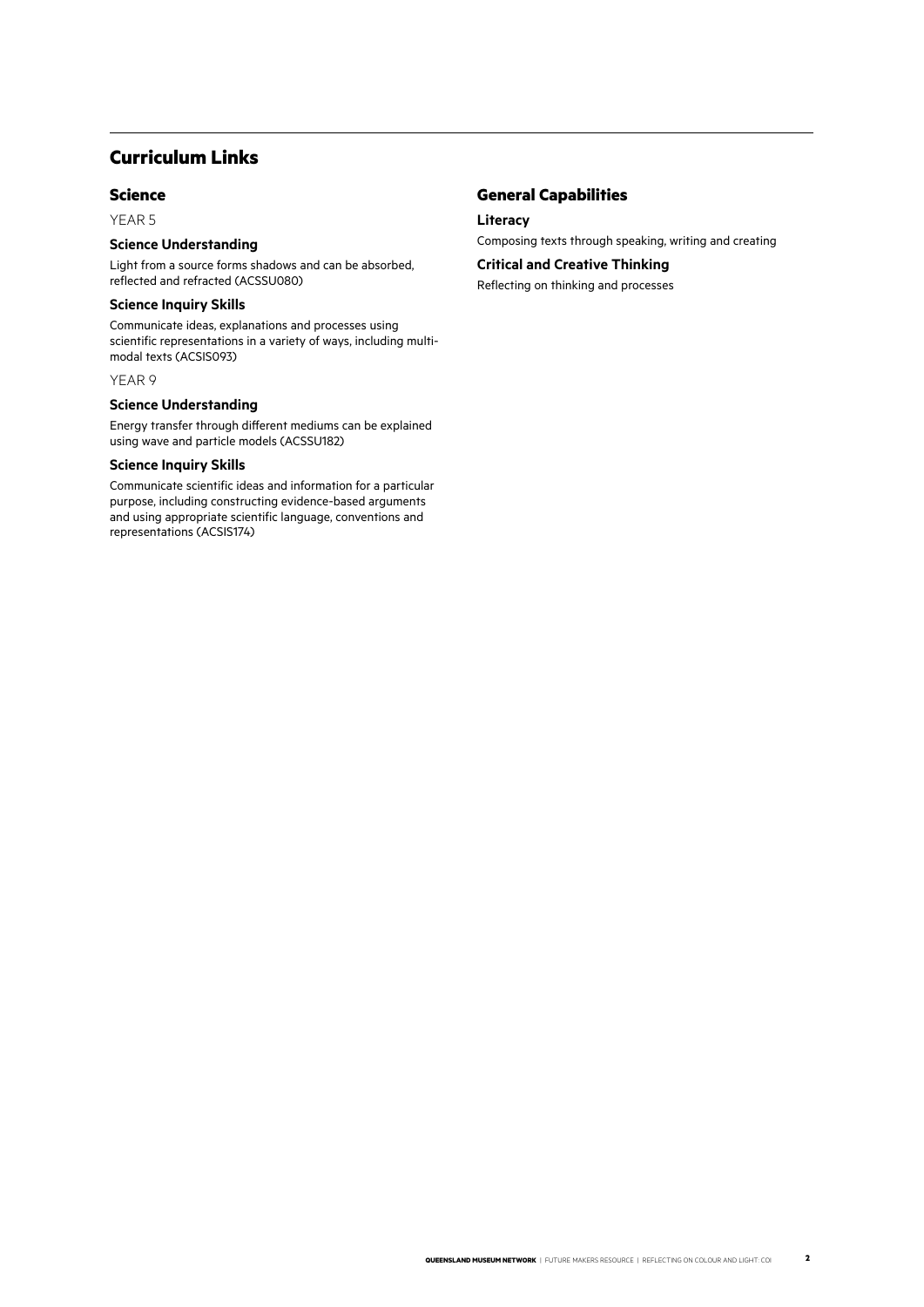## Curriculum Links

### Science

YEAR 5

#### Science Understanding

Light from a source forms shadows and can be absorbed, reflected and refracted (ACSSU080)

#### Science Inquiry Skills

Communicate ideas, explanations and processes using scientific representations in a variety of ways, including multi-modal texts (ACSIS093)

YEAR 9

#### Science Understanding

Energy transfer through different mediums can be explained using wave and particle models (ACSSU182)

#### Science Inquiry Skills

Communicate scientific ideas and information for a particular purpose, including constructing evidence-based arguments and using appropriate scientific language, conventions and representations (ACSIS174)

### General Capabilities

#### Literacy

Composing texts through speaking, writing and creating

#### Critical and Creative Thinking

Reflecting on thinking and processes